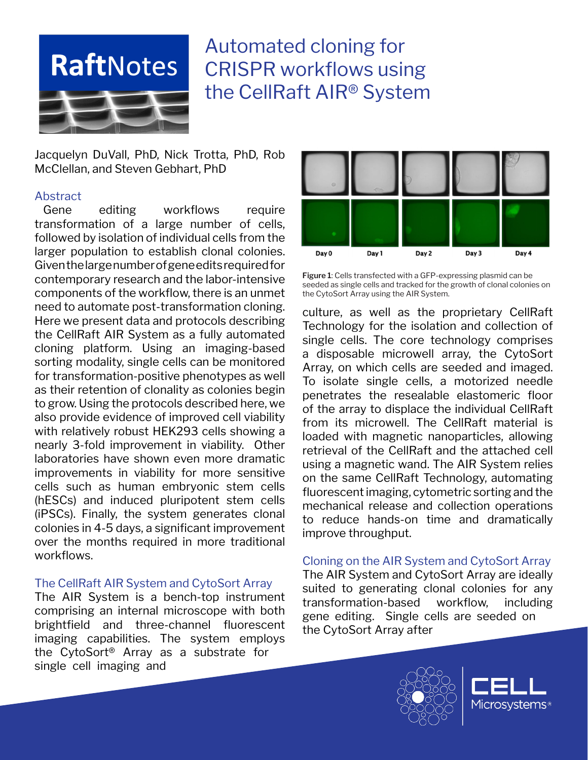# Automated cloning for CRISPR workflows using the CellRaft AIR® System

RaftNotes

Jacquelyn DuVall, PhD, Nick Trotta, PhD, Rob McClellan, and Steven Gebhart, PhD

## Abstract

Gene editing workflows require transformation of a large number of cells, followed by isolation of individual cells from the larger population to establish clonal colonies. Given the large number of gene edits required for contemporary research and the labor-intensive components of the workflow, there is an unmet need to automate post-transformation cloning. Here we present data and protocols describing the CellRaft AIR System as a fully automated cloning platform. Using an imaging-based sorting modality, single cells can be monitored for transformation-positive phenotypes as well as their retention of clonality as colonies begin to grow. Using the protocols described here, we also provide evidence of improved cell viability with relatively robust HEK293 cells showing a nearly 3-fold improvement in viability. Other laboratories have shown even more dramatic improvements in viability for more sensitive cells such as human embryonic stem cells (hESCs) and induced pluripotent stem cells (iPSCs). Finally, the system generates clonal colonies in 4-5 days, a significant improvement over the months required in more traditional workflows.

## The CellRaft AIR System and CytoSort Array

The AIR System is a bench-top instrument comprising an internal microscope with both brightfield and three-channel fluorescent imaging capabilities. The system employs the CytoSort® Array as a substrate for single cell imaging and culture, as well as the proprietary CellRaft Technology for the isolation and collection of single cells. The core technology comprises a disposable microwell array, the CytoSort Array, on which cells are seeded and imaged. To isolate single cells, a motorized needle penetrates the resealable elastomeric floor of the array to displace the individual CellRaft from its microwell. The CellRaft material is loaded with magnetic nanoparticles, allowing retrieval of the CellRaft and the attached cell using a magnetic wand. The AIR System relies on the same CellRaft Technology, automating fluorescent imaging, cytometric sorting and the mechanical release and collection operations to reduce hands-on time and dramatically improve throughput.

Day 0 | Day 1 | Day 2 | Day 3 | Day 4

**Figure 1**: Cells transfected with a GFP-expressing plasmid can be seeded as single cells and tracked for the growth of clonal colonies on the CytoSort Array using the AIR System.

## Cloning on the AIR System and CytoSort Array

The AIR System and CytoSort Array are ideally suited to generating clonal colonies for any transformation-based workflow, including gene editing. Single cells are seeded on the CytoSort Array after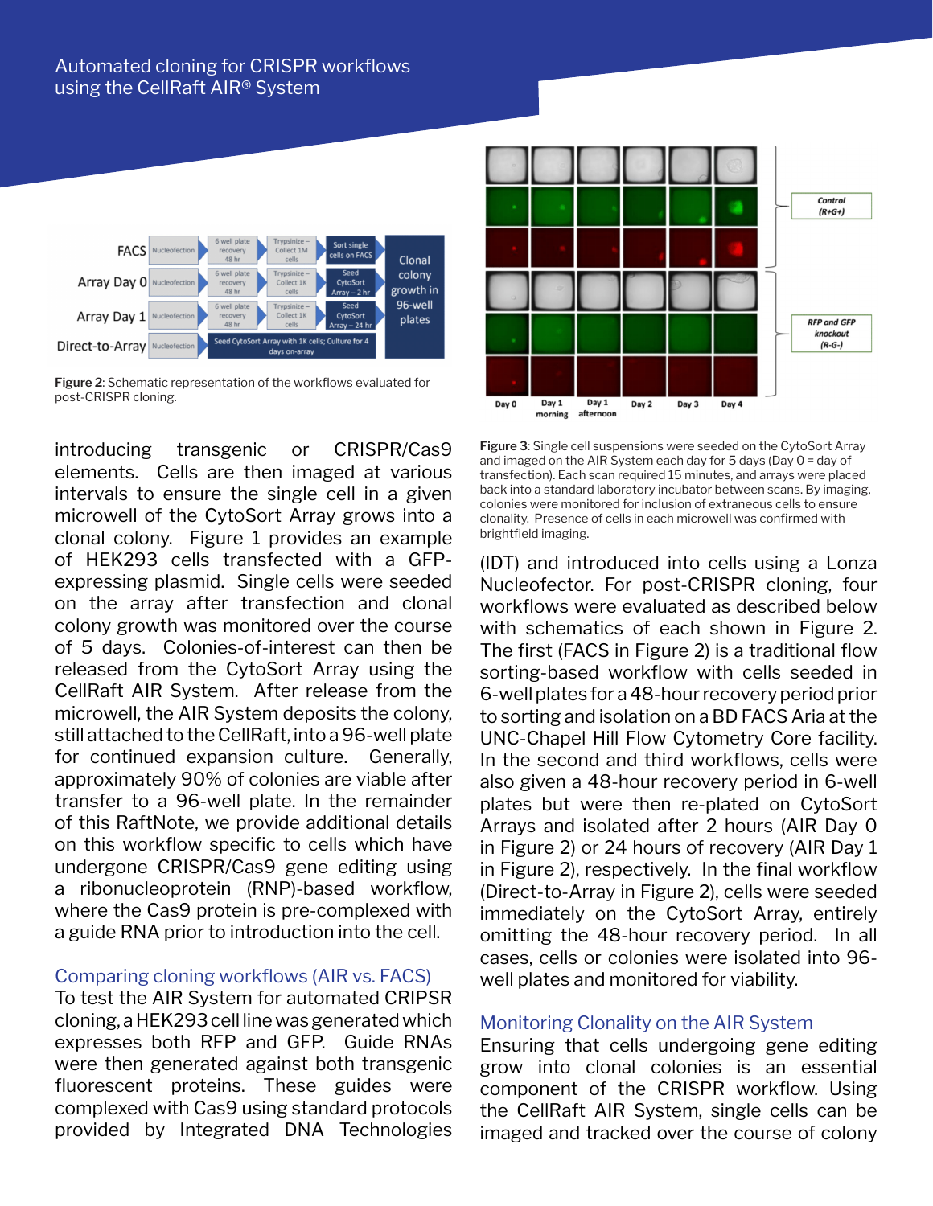Figure 2: Schematic representation of the workflows evaluated for post-CRISPR cloning.

Figure 3: Single cell suspensions were seeded on the CytoSort Array and imaged on the AIR System each day for 5 days (Day 0 = day of transfection). Each scan required 15 minutes, and arrays were placed back into a standard laboratory incubator between scans. By imaging, colonies were monitored for inclusion of extraneous cells to ensure clonality. Presence of cells in each microwell was confirmed with brightfield imaging.

introducing transgenic or CRISPR/Cas9 elements. Cells are then imaged at various intervals to ensure the single cell in a given microwell of the CytoSort Array grows into a clonal colony. Figure 1 provides an example of HEK293 cells transfected with a GFP-expressing plasmid. Single cells were seeded on the array after transfection and clonal colony growth was monitored over the course of 5 days. Colonies-of-interest can then be released from the CytoSort Array using the CellRaft AIR System. After release from the microwell, the AIR System deposits the colony, still attached to the CellRaft, into a 96-well plate for continued expansion culture. Generally, approximately 90% of colonies are viable after transfer to a 96-well plate. In the remainder of this RaftNote, we provide additional details on this workflow specific to cells which have undergone CRISPR/Cas9 gene editing using a ribonucleoprotein (RNP)-based workflow, where the Cas9 protein is pre-complexed with a guide RNA prior to introduction into the cell.

## Comparing cloning workflows (AIR vs. FACS)

To test the AIR System for automated CRIPSR cloning, a HEK293 cell line was generated which expresses both RFP and GFP. Guide RNAs were then generated against both transgenic fluorescent proteins. These guides were complexed with Cas9 using standard protocols provided by Integrated DNA Technologies (IDT) and introduced into cells using a Lonza Nucleofector. For post-CRISPR cloning, four workflows were evaluated as described below with schematics of each shown in Figure 2. The first (FACS in Figure 2) is a traditional flow sorting-based workflow with cells seeded in 6-well plates for a 48-hour recovery period prior to sorting and isolation on a BD FACS Aria at the UNC-Chapel Hill Flow Cytometry Core facility. In the second and third workflows, cells were also given a 48-hour recovery period in 6-well plates but were then re-plated on CytoSort Arrays and isolated after 2 hours (AIR Day 0 in Figure 2) or 24 hours of recovery (AIR Day 1 in Figure 2), respectively. In the final workflow (Direct-to-Array in Figure 2), cells were seeded immediately on the CytoSort Array, entirely omitting the 48-hour recovery period. In all cases, cells or colonies were isolated into 96-well plates and monitored for viability.

## Monitoring Clonality on the AIR System

Ensuring that cells undergoing gene editing grow into clonal colonies is an essential component of the CRISPR workflow. Using the CellRaft AIR System, single cells can be imaged and tracked over the course of colony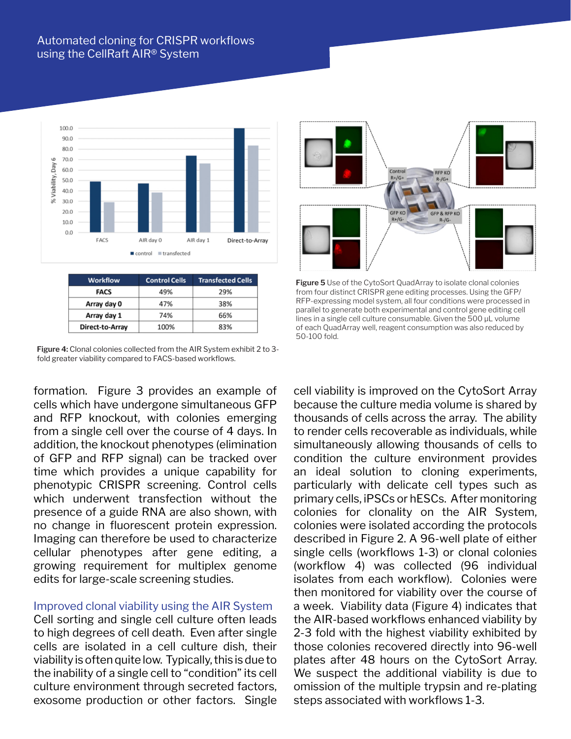| Workflow | Control Cells | Transfected Cells |
|---|---|---|
| FACS | 49% | 29% |
| Array day 0 | 47% | 38% |
| Array day 1 | 74% | 66% |
| Direct-to-Array | 100% | 83% |

**Figure 4:** Clonal colonies collected from the AIR System exhibit 2 to 3-fold greater viability compared to FACS-based workflows.

**Figure 5** Use of the CytoSort QuadArray to isolate clonal colonies from four distinct CRISPR gene editing processes. Using the GFP/RFP-expressing model system, all four conditions were processed in parallel to generate both experimental and control gene editing cell lines in a single cell culture consumable. Given the 500 µL volume of each QuadArray well, reagent consumption was also reduced by 50-100 fold.

formation. Figure 3 provides an example of cells which have undergone simultaneous GFP and RFP knockout, with colonies emerging from a single cell over the course of 4 days. In addition, the knockout phenotypes (elimination of GFP and RFP signal) can be tracked over time which provides a unique capability for phenotypic CRISPR screening. Control cells which underwent transfection without the presence of a guide RNA are also shown, with no change in fluorescent protein expression. Imaging can therefore be used to characterize cellular phenotypes after gene editing, a growing requirement for multiplex genome edits for large-scale screening studies.

## Improved clonal viability using the AIR System

Cell sorting and single cell culture often leads to high degrees of cell death. Even after single cells are isolated in a cell culture dish, their viability is often quite low. Typically, this is due to the inability of a single cell to "condition" its cell culture environment through secreted factors, exosome production or other factors. Single cell viability is improved on the CytoSort Array because the culture media volume is shared by thousands of cells across the array. The ability to render cells recoverable as individuals, while simultaneously allowing thousands of cells to condition the culture environment provides an ideal solution to cloning experiments, particularly with delicate cell types such as primary cells, iPSCs or hESCs. After monitoring colonies for clonality on the AIR System, colonies were isolated according the protocols described in Figure 2. A 96-well plate of either single cells (workflows 1-3) or clonal colonies (workflow 4) was collected (96 individual isolates from each workflow). Colonies were then monitored for viability over the course of a week. Viability data (Figure 4) indicates that the AIR-based workflows enhanced viability by 2-3 fold with the highest viability exhibited by those colonies recovered directly into 96-well plates after 48 hours on the CytoSort Array. We suspect the additional viability is due to omission of the multiple trypsin and re-plating steps associated with workflows 1-3.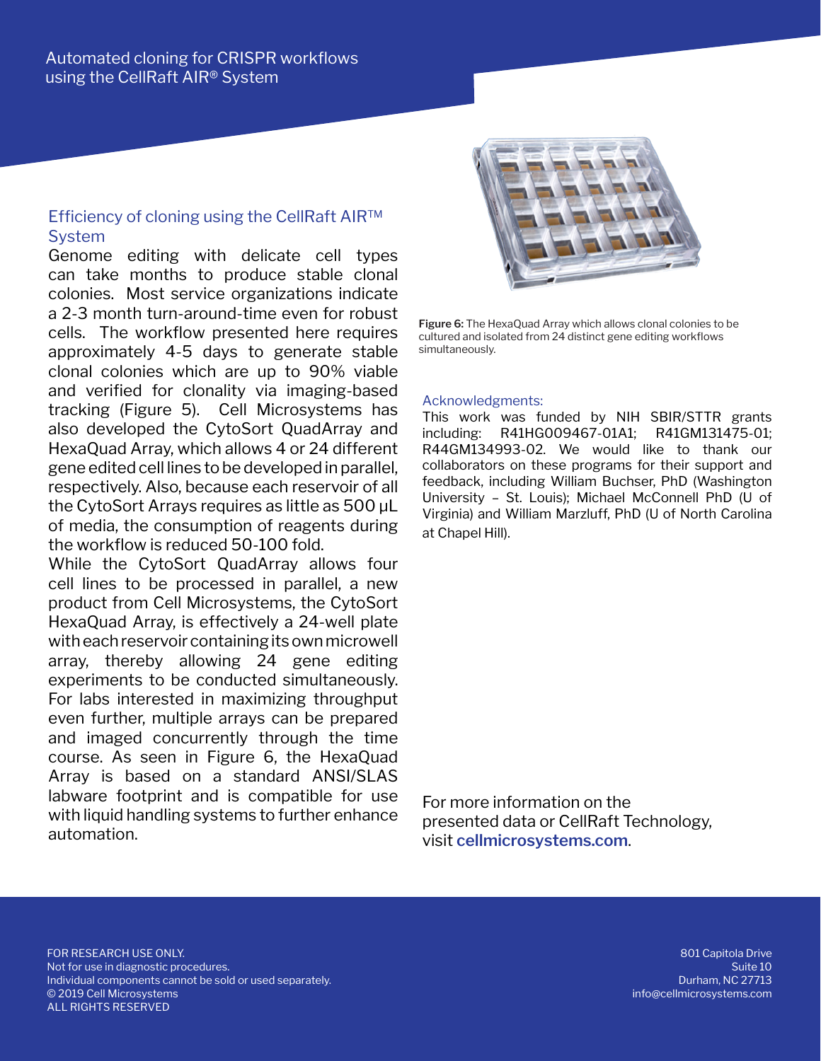## Efficiency of cloning using the CellRaft AIR™ System

Genome editing with delicate cell types can take months to produce stable clonal colonies. Most service organizations indicate a 2-3 month turn-around-time even for robust cells. The workflow presented here requires approximately 4-5 days to generate stable clonal colonies which are up to 90% viable and verified for clonality via imaging-based tracking (Figure 5). Cell Microsystems has also developed the CytoSort QuadArray and HexaQuad Array, which allows 4 or 24 different gene edited cell lines to be developed in parallel, respectively. Also, because each reservoir of all the CytoSort Arrays requires as little as 500 µL of media, the consumption of reagents during the workflow is reduced 50-100 fold.

While the CytoSort QuadArray allows four cell lines to be processed in parallel, a new product from Cell Microsystems, the CytoSort HexaQuad Array, is effectively a 24-well plate with each reservoir containing its own microwell array, thereby allowing 24 gene editing experiments to be conducted simultaneously. For labs interested in maximizing throughput even further, multiple arrays can be prepared and imaged concurrently through the time course. As seen in Figure 6, the HexaQuad Array is based on a standard ANSI/SLAS labware footprint and is compatible for use with liquid handling systems to further enhance automation.

**Figure 6:** The HexaQuad Array which allows clonal colonies to be cultured and isolated from 24 distinct gene editing workflows simultaneously.

### Acknowledgments:

This work was funded by NIH SBIR/STTR grants including: R41HG009467-01A1; R41GM131475-01; R44GM134993-02. We would like to thank our collaborators on these programs for their support and feedback, including William Buchser, PhD (Washington University – St. Louis); Michael McConnell PhD (U of Virginia) and William Marzluff, PhD (U of North Carolina at Chapel Hill).

For more information on the presented data or CellRaft Technology, visit **cellmicrosystems.com**.

FOR RESEARCH USE ONLY.
Not for use in diagnostic procedures.
Individual components cannot be sold or used separately.
© 2019 Cell Microsystems
ALL RIGHTS RESERVED

801 Capitola Drive
Suite 10
Durham, NC 27713
info@cellmicrosystems.com